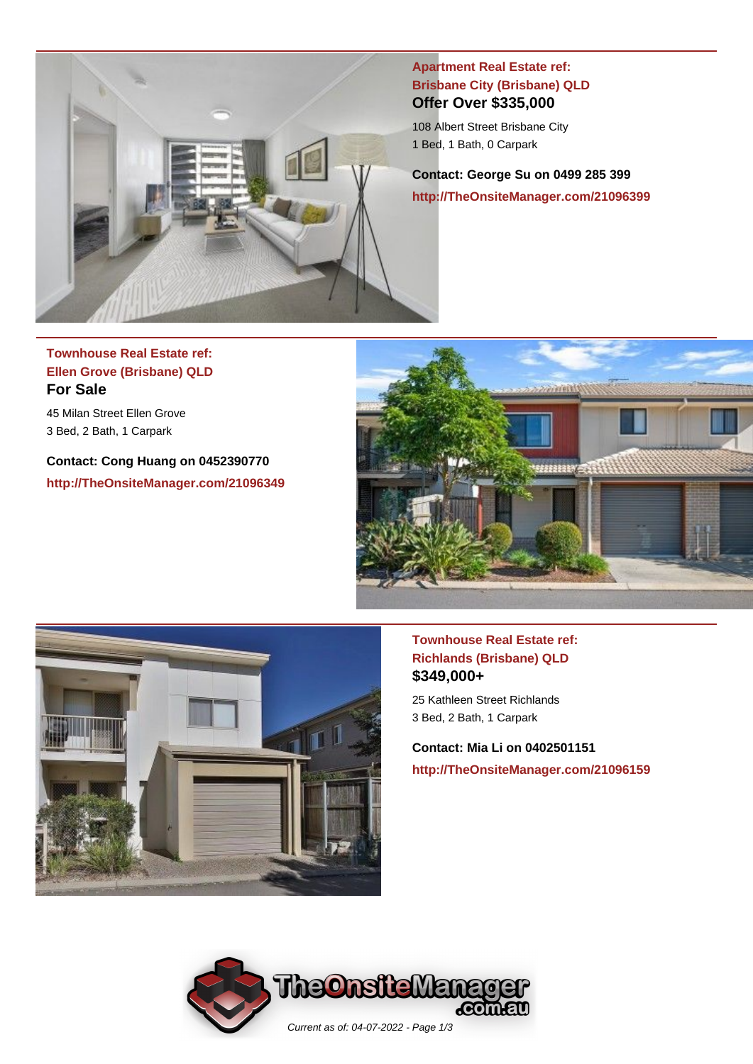**Apartment Real Estate ref:**
**Brisbane City (Brisbane) QLD**

### Offer Over $335,000

108 Albert Street Brisbane City
1 Bed, 1 Bath, 0 Carpark

**Contact: George Su on 0499 285 399**
**http://TheOnsiteManager.com/21096399**

---

**Townhouse Real Estate ref:**
**Ellen Grove (Brisbane) QLD**

### For Sale

45 Milan Street Ellen Grove
3 Bed, 2 Bath, 1 Carpark

**Contact: Cong Huang on 0452390770**
**http://TheOnsiteManager.com/21096349**

---

**Townhouse Real Estate ref:**
**Richlands (Brisbane) QLD**

### $349,000+

25 Kathleen Street Richlands
3 Bed, 2 Bath, 1 Carpark

**Contact: Mia Li on 0402501151**
**http://TheOnsiteManager.com/21096159**

*Current as of: 04-07-2022*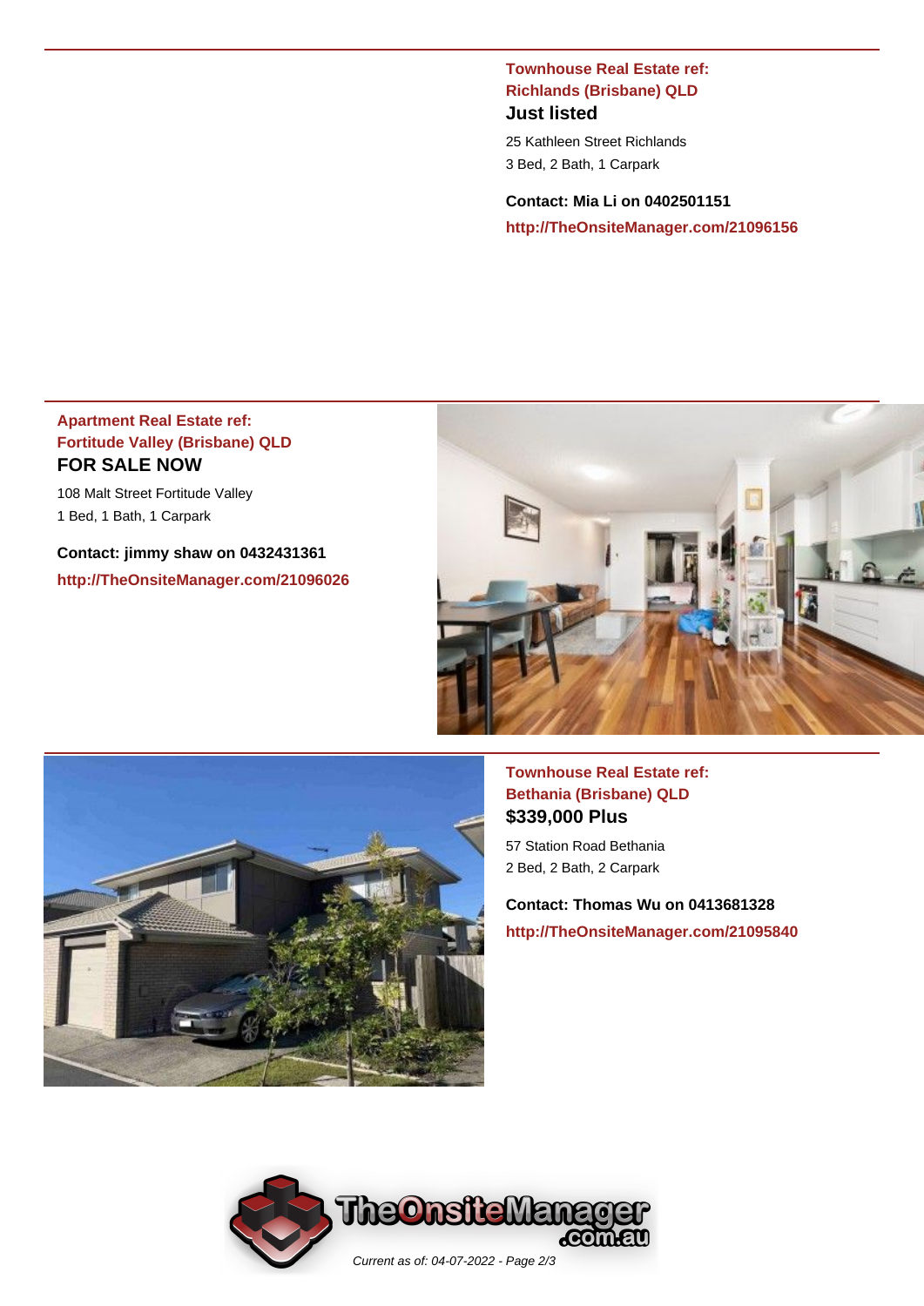**Townhouse Real Estate ref: Richlands (Brisbane) QLD**

### Just listed

25 Kathleen Street Richlands
3 Bed, 2 Bath, 1 Carpark

**Contact: Mia Li on 0402501151**

**http://TheOnsiteManager.com/21096156**

---

**Apartment Real Estate ref: Fortitude Valley (Brisbane) QLD**

### FOR SALE NOW

108 Malt Street Fortitude Valley
1 Bed, 1 Bath, 1 Carpark

**Contact: jimmy shaw on 0432431361**

**http://TheOnsiteManager.com/21096026**

---

**Townhouse Real Estate ref: Bethania (Brisbane) QLD**

### $339,000 Plus

57 Station Road Bethania
2 Bed, 2 Bath, 2 Carpark

**Contact: Thomas Wu on 0413681328**

**http://TheOnsiteManager.com/21095840**

*Current as of: 04-07-2022*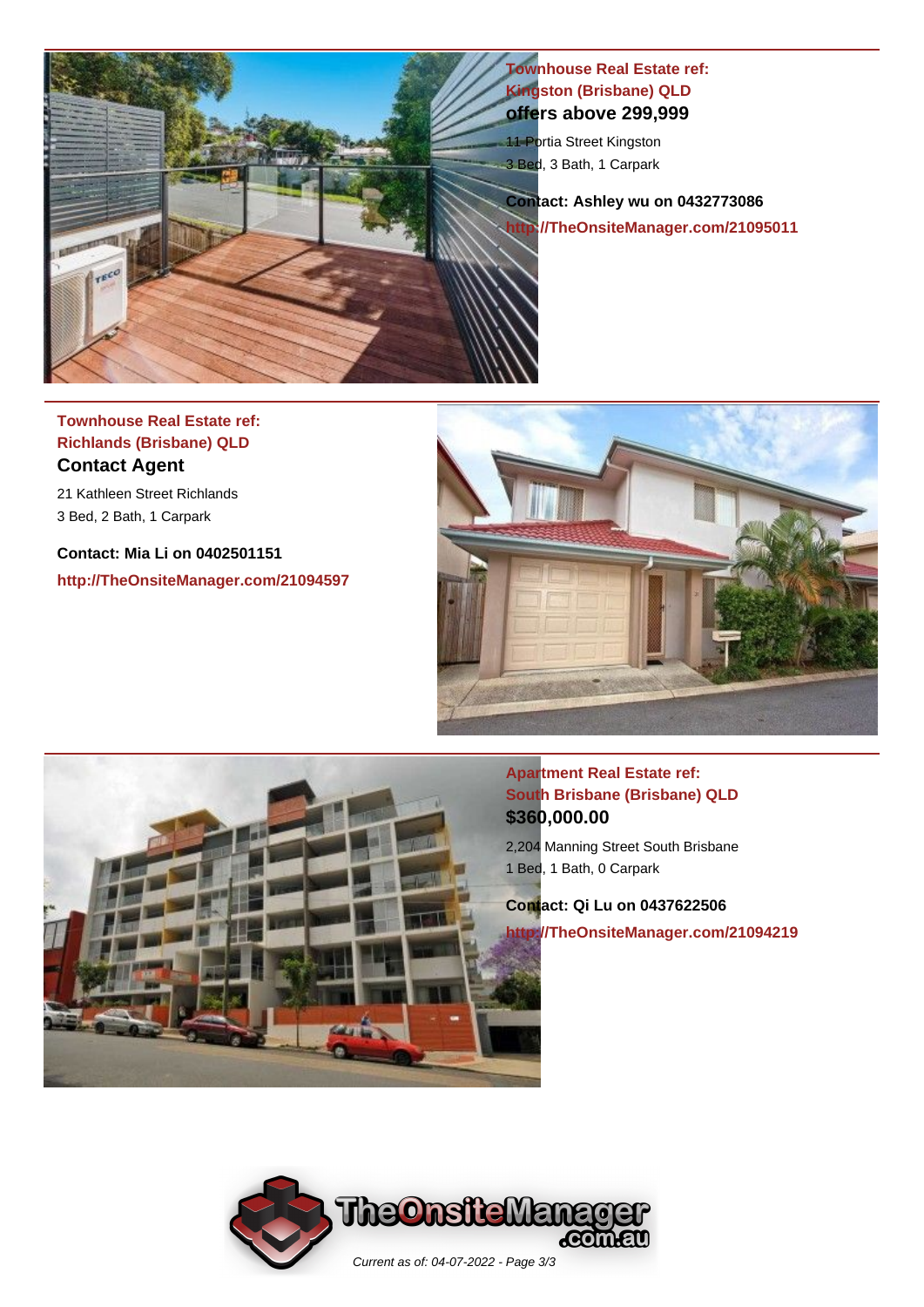**Townhouse Real Estate ref: Kingston (Brisbane) QLD**

**offers above 299,999**

11 Portia Street Kingston
3 Bed, 3 Bath, 1 Carpark

**Contact: Ashley wu on 0432773086**

**http://TheOnsiteManager.com/21095011**

**Townhouse Real Estate ref: Richlands (Brisbane) QLD**

**Contact Agent**

21 Kathleen Street Richlands
3 Bed, 2 Bath, 1 Carpark

**Contact: Mia Li on 0402501151**

**http://TheOnsiteManager.com/21094597**

**Apartment Real Estate ref: South Brisbane (Brisbane) QLD**

**$360,000.00**

2,204 Manning Street South Brisbane
1 Bed, 1 Bath, 0 Carpark

**Contact: Qi Lu on 0437622506**

**http://TheOnsiteManager.com/21094219**

*Current as of: 04-07-2022*